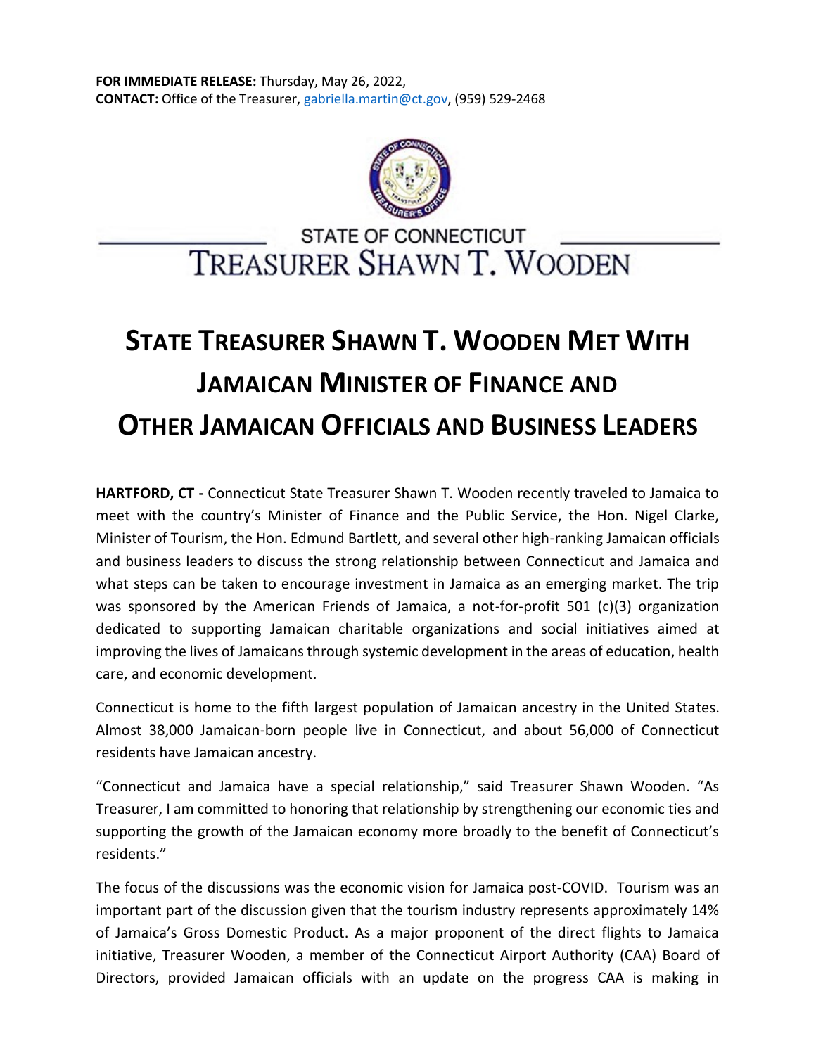**FOR IMMEDIATE RELEASE:** Thursday, May 26, 2022,
**CONTACT:** Office of the Treasurer, gabriella.martin@ct.gov, (959) 529-2468

STATE OF CONNECTICUT
TREASURER SHAWN T. WOODEN

# STATE TREASURER SHAWN T. WOODEN MET WITH JAMAICAN MINISTER OF FINANCE AND OTHER JAMAICAN OFFICIALS AND BUSINESS LEADERS

**HARTFORD, CT -** Connecticut State Treasurer Shawn T. Wooden recently traveled to Jamaica to meet with the country's Minister of Finance and the Public Service, the Hon. Nigel Clarke, Minister of Tourism, the Hon. Edmund Bartlett, and several other high-ranking Jamaican officials and business leaders to discuss the strong relationship between Connecticut and Jamaica and what steps can be taken to encourage investment in Jamaica as an emerging market. The trip was sponsored by the American Friends of Jamaica, a not-for-profit 501 (c)(3) organization dedicated to supporting Jamaican charitable organizations and social initiatives aimed at improving the lives of Jamaicans through systemic development in the areas of education, health care, and economic development.

Connecticut is home to the fifth largest population of Jamaican ancestry in the United States. Almost 38,000 Jamaican-born people live in Connecticut, and about 56,000 of Connecticut residents have Jamaican ancestry.

"Connecticut and Jamaica have a special relationship," said Treasurer Shawn Wooden. "As Treasurer, I am committed to honoring that relationship by strengthening our economic ties and supporting the growth of the Jamaican economy more broadly to the benefit of Connecticut's residents."

The focus of the discussions was the economic vision for Jamaica post-COVID. Tourism was an important part of the discussion given that the tourism industry represents approximately 14% of Jamaica's Gross Domestic Product. As a major proponent of the direct flights to Jamaica initiative, Treasurer Wooden, a member of the Connecticut Airport Authority (CAA) Board of Directors, provided Jamaican officials with an update on the progress CAA is making in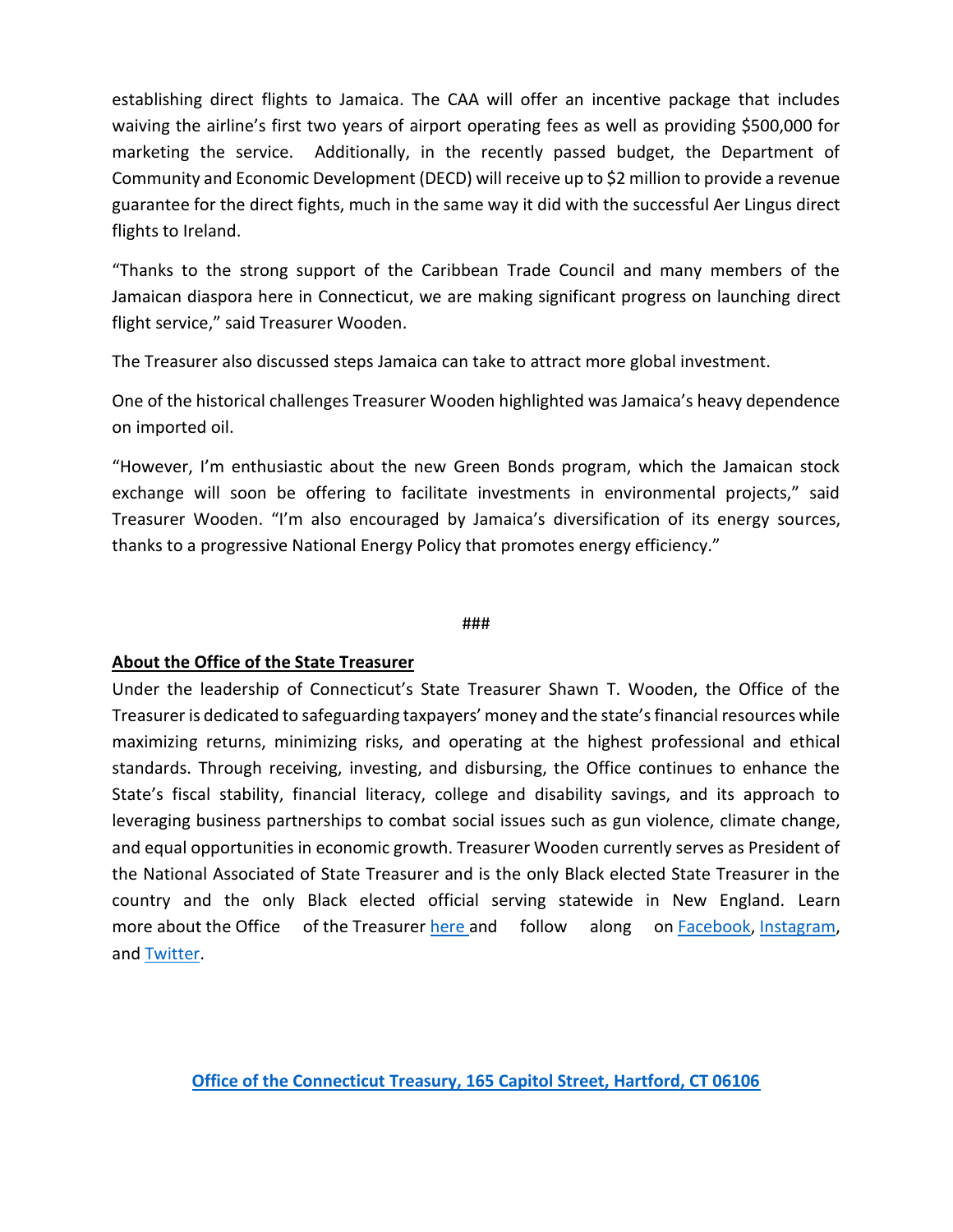establishing direct flights to Jamaica. The CAA will offer an incentive package that includes waiving the airline's first two years of airport operating fees as well as providing $500,000 for marketing the service. Additionally, in the recently passed budget, the Department of Community and Economic Development (DECD) will receive up to $2 million to provide a revenue guarantee for the direct fights, much in the same way it did with the successful Aer Lingus direct flights to Ireland.

"Thanks to the strong support of the Caribbean Trade Council and many members of the Jamaican diaspora here in Connecticut, we are making significant progress on launching direct flight service," said Treasurer Wooden.

The Treasurer also discussed steps Jamaica can take to attract more global investment.

One of the historical challenges Treasurer Wooden highlighted was Jamaica's heavy dependence on imported oil.

"However, I'm enthusiastic about the new Green Bonds program, which the Jamaican stock exchange will soon be offering to facilitate investments in environmental projects," said Treasurer Wooden. "I'm also encouraged by Jamaica's diversification of its energy sources, thanks to a progressive National Energy Policy that promotes energy efficiency."

###

**About the Office of the State Treasurer**

Under the leadership of Connecticut's State Treasurer Shawn T. Wooden, the Office of the Treasurer is dedicated to safeguarding taxpayers' money and the state's financial resources while maximizing returns, minimizing risks, and operating at the highest professional and ethical standards. Through receiving, investing, and disbursing, the Office continues to enhance the State's fiscal stability, financial literacy, college and disability savings, and its approach to leveraging business partnerships to combat social issues such as gun violence, climate change, and equal opportunities in economic growth. Treasurer Wooden currently serves as President of the National Associated of State Treasurer and is the only Black elected State Treasurer in the country and the only Black elected official serving statewide in New England. Learn more about the Office of the Treasurer here and follow along on Facebook, Instagram, and Twitter.

**Office of the Connecticut Treasury, 165 Capitol Street, Hartford, CT 06106**